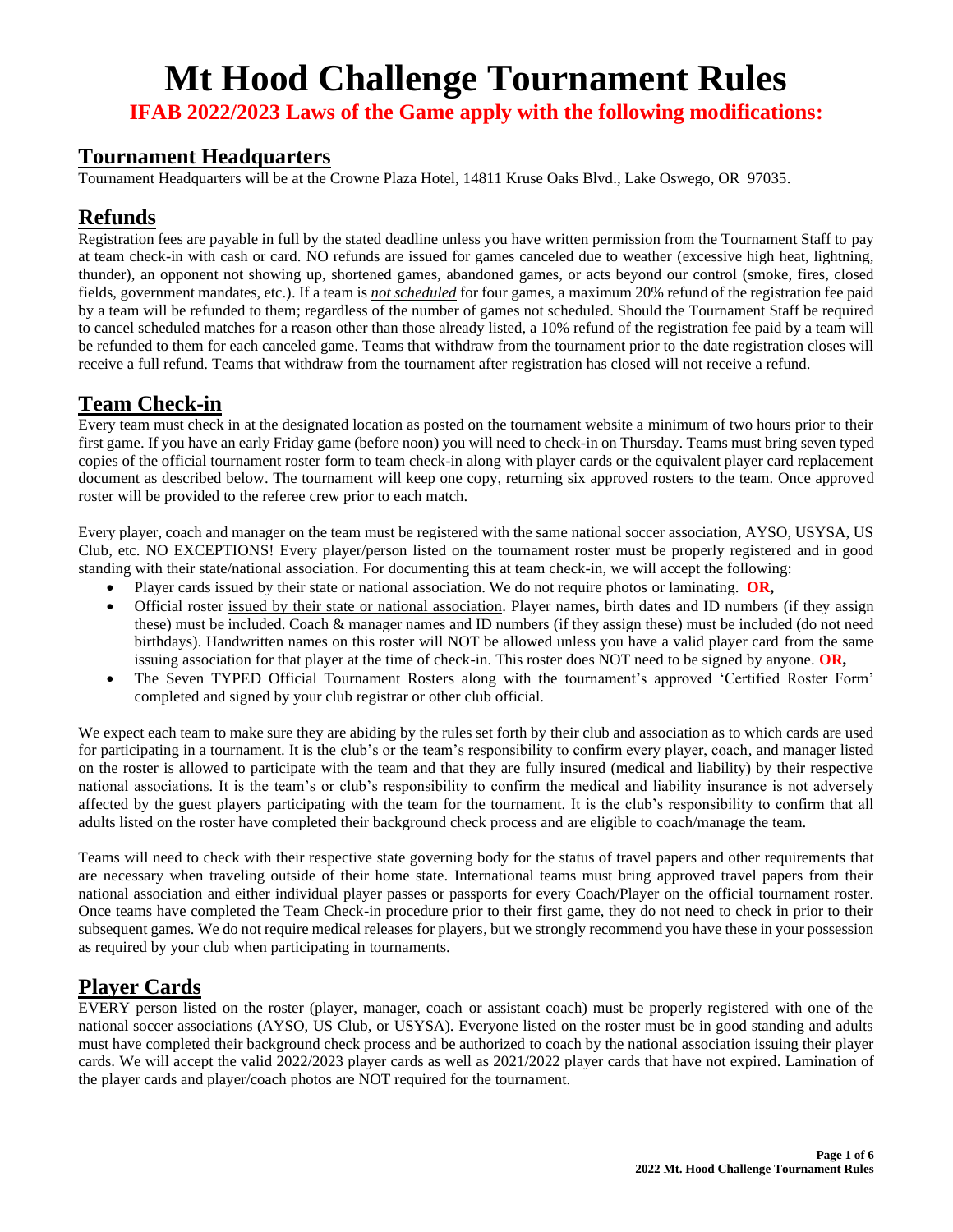# Mt Hood Challenge Tournament Rules

**IFAB 2022/2023 Laws of the Game apply with the following modifications:**

## Tournament Headquarters

Tournament Headquarters will be at the Crowne Plaza Hotel, 14811 Kruse Oaks Blvd., Lake Oswego, OR 97035.

## Refunds

Registration fees are payable in full by the stated deadline unless you have written permission from the Tournament Staff to pay at team check-in with cash or card. NO refunds are issued for games canceled due to weather (excessive high heat, lightning, thunder), an opponent not showing up, shortened games, abandoned games, or acts beyond our control (smoke, fires, closed fields, government mandates, etc.). If a team is ***not scheduled*** for four games, a maximum 20% refund of the registration fee paid by a team will be refunded to them; regardless of the number of games not scheduled. Should the Tournament Staff be required to cancel scheduled matches for a reason other than those already listed, a 10% refund of the registration fee paid by a team will be refunded to them for each canceled game. Teams that withdraw from the tournament prior to the date registration closes will receive a full refund. Teams that withdraw from the tournament after registration has closed will not receive a refund.

## Team Check-in

Every team must check in at the designated location as posted on the tournament website a minimum of two hours prior to their first game. If you have an early Friday game (before noon) you will need to check-in on Thursday. Teams must bring seven typed copies of the official tournament roster form to team check-in along with player cards or the equivalent player card replacement document as described below. The tournament will keep one copy, returning six approved rosters to the team. Once approved roster will be provided to the referee crew prior to each match.

Every player, coach and manager on the team must be registered with the same national soccer association, AYSO, USYSA, US Club, etc. NO EXCEPTIONS! Every player/person listed on the tournament roster must be properly registered and in good standing with their state/national association. For documenting this at team check-in, we will accept the following:

- Player cards issued by their state or national association. We do not require photos or laminating. **OR,**
- Official roster issued by their state or national association. Player names, birth dates and ID numbers (if they assign these) must be included. Coach & manager names and ID numbers (if they assign these) must be included (do not need birthdays). Handwritten names on this roster will NOT be allowed unless you have a valid player card from the same issuing association for that player at the time of check-in. This roster does NOT need to be signed by anyone. **OR,**
- The Seven TYPED Official Tournament Rosters along with the tournament's approved 'Certified Roster Form' completed and signed by your club registrar or other club official.

We expect each team to make sure they are abiding by the rules set forth by their club and association as to which cards are used for participating in a tournament. It is the club's or the team's responsibility to confirm every player, coach, and manager listed on the roster is allowed to participate with the team and that they are fully insured (medical and liability) by their respective national associations. It is the team's or club's responsibility to confirm the medical and liability insurance is not adversely affected by the guest players participating with the team for the tournament. It is the club's responsibility to confirm that all adults listed on the roster have completed their background check process and are eligible to coach/manage the team.

Teams will need to check with their respective state governing body for the status of travel papers and other requirements that are necessary when traveling outside of their home state. International teams must bring approved travel papers from their national association and either individual player passes or passports for every Coach/Player on the official tournament roster. Once teams have completed the Team Check-in procedure prior to their first game, they do not need to check in prior to their subsequent games. We do not require medical releases for players, but we strongly recommend you have these in your possession as required by your club when participating in tournaments.

## Player Cards

EVERY person listed on the roster (player, manager, coach or assistant coach) must be properly registered with one of the national soccer associations (AYSO, US Club, or USYSA). Everyone listed on the roster must be in good standing and adults must have completed their background check process and be authorized to coach by the national association issuing their player cards. We will accept the valid 2022/2023 player cards as well as 2021/2022 player cards that have not expired. Lamination of the player cards and player/coach photos are NOT required for the tournament.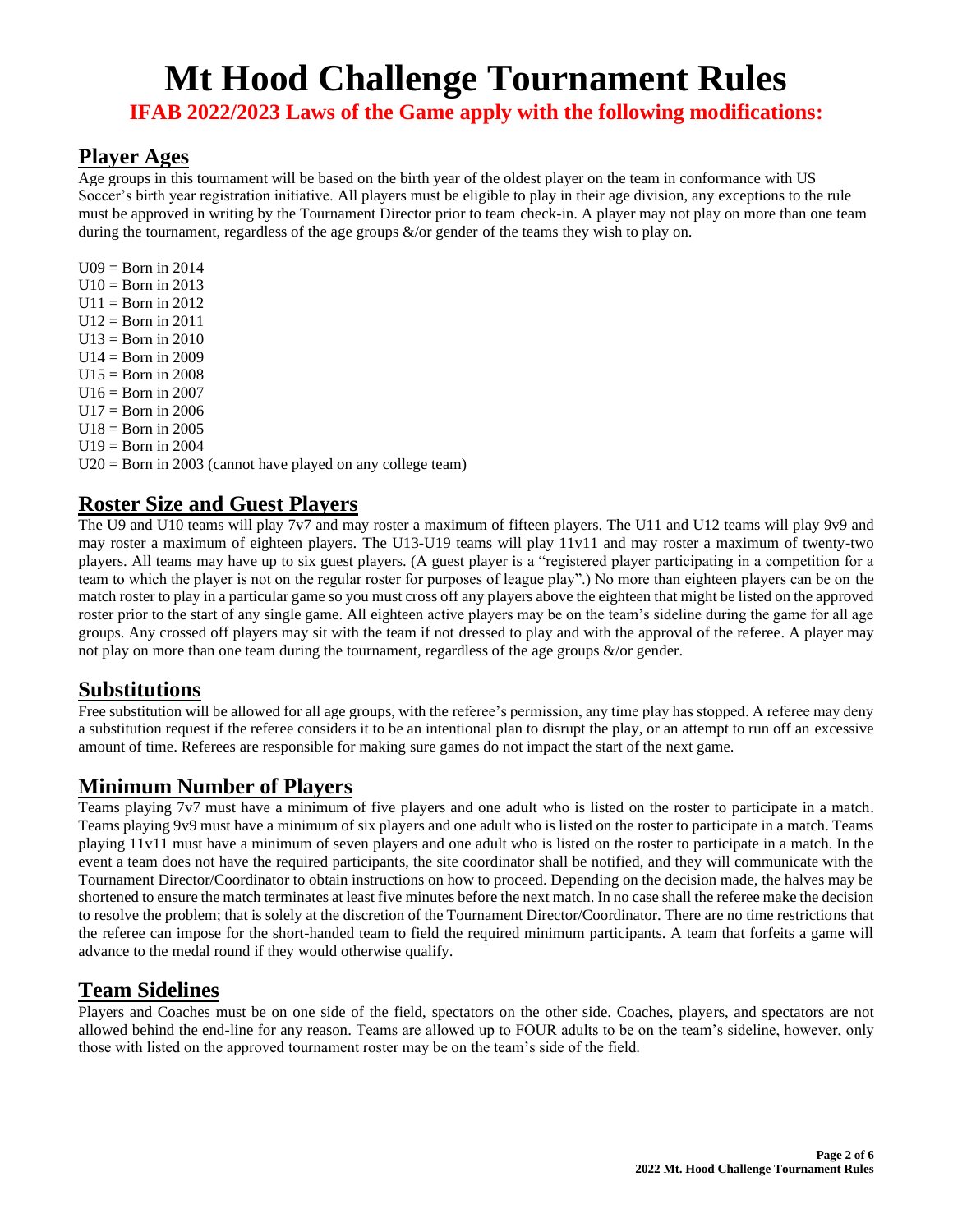# Mt Hood Challenge Tournament Rules

**IFAB 2022/2023 Laws of the Game apply with the following modifications:**

## Player Ages

Age groups in this tournament will be based on the birth year of the oldest player on the team in conformance with US Soccer's birth year registration initiative. All players must be eligible to play in their age division, any exceptions to the rule must be approved in writing by the Tournament Director prior to team check-in. A player may not play on more than one team during the tournament, regardless of the age groups &/or gender of the teams they wish to play on.

U09 = Born in 2014
U10 = Born in 2013
U11 = Born in 2012
U12 = Born in 2011
U13 = Born in 2010
U14 = Born in 2009
U15 = Born in 2008
U16 = Born in 2007
U17 = Born in 2006
U18 = Born in 2005
U19 = Born in 2004
U20 = Born in 2003 (cannot have played on any college team)

## Roster Size and Guest Players

The U9 and U10 teams will play 7v7 and may roster a maximum of fifteen players. The U11 and U12 teams will play 9v9 and may roster a maximum of eighteen players. The U13-U19 teams will play 11v11 and may roster a maximum of twenty-two players. All teams may have up to six guest players. (A guest player is a "registered player participating in a competition for a team to which the player is not on the regular roster for purposes of league play".) No more than eighteen players can be on the match roster to play in a particular game so you must cross off any players above the eighteen that might be listed on the approved roster prior to the start of any single game. All eighteen active players may be on the team's sideline during the game for all age groups. Any crossed off players may sit with the team if not dressed to play and with the approval of the referee. A player may not play on more than one team during the tournament, regardless of the age groups &/or gender.

## Substitutions

Free substitution will be allowed for all age groups, with the referee's permission, any time play has stopped. A referee may deny a substitution request if the referee considers it to be an intentional plan to disrupt the play, or an attempt to run off an excessive amount of time. Referees are responsible for making sure games do not impact the start of the next game.

## Minimum Number of Players

Teams playing 7v7 must have a minimum of five players and one adult who is listed on the roster to participate in a match. Teams playing 9v9 must have a minimum of six players and one adult who is listed on the roster to participate in a match. Teams playing 11v11 must have a minimum of seven players and one adult who is listed on the roster to participate in a match. In the event a team does not have the required participants, the site coordinator shall be notified, and they will communicate with the Tournament Director/Coordinator to obtain instructions on how to proceed. Depending on the decision made, the halves may be shortened to ensure the match terminates at least five minutes before the next match. In no case shall the referee make the decision to resolve the problem; that is solely at the discretion of the Tournament Director/Coordinator. There are no time restrictions that the referee can impose for the short-handed team to field the required minimum participants. A team that forfeits a game will advance to the medal round if they would otherwise qualify.

## Team Sidelines

Players and Coaches must be on one side of the field, spectators on the other side. Coaches, players, and spectators are not allowed behind the end-line for any reason. Teams are allowed up to FOUR adults to be on the team's sideline, however, only those with listed on the approved tournament roster may be on the team's side of the field.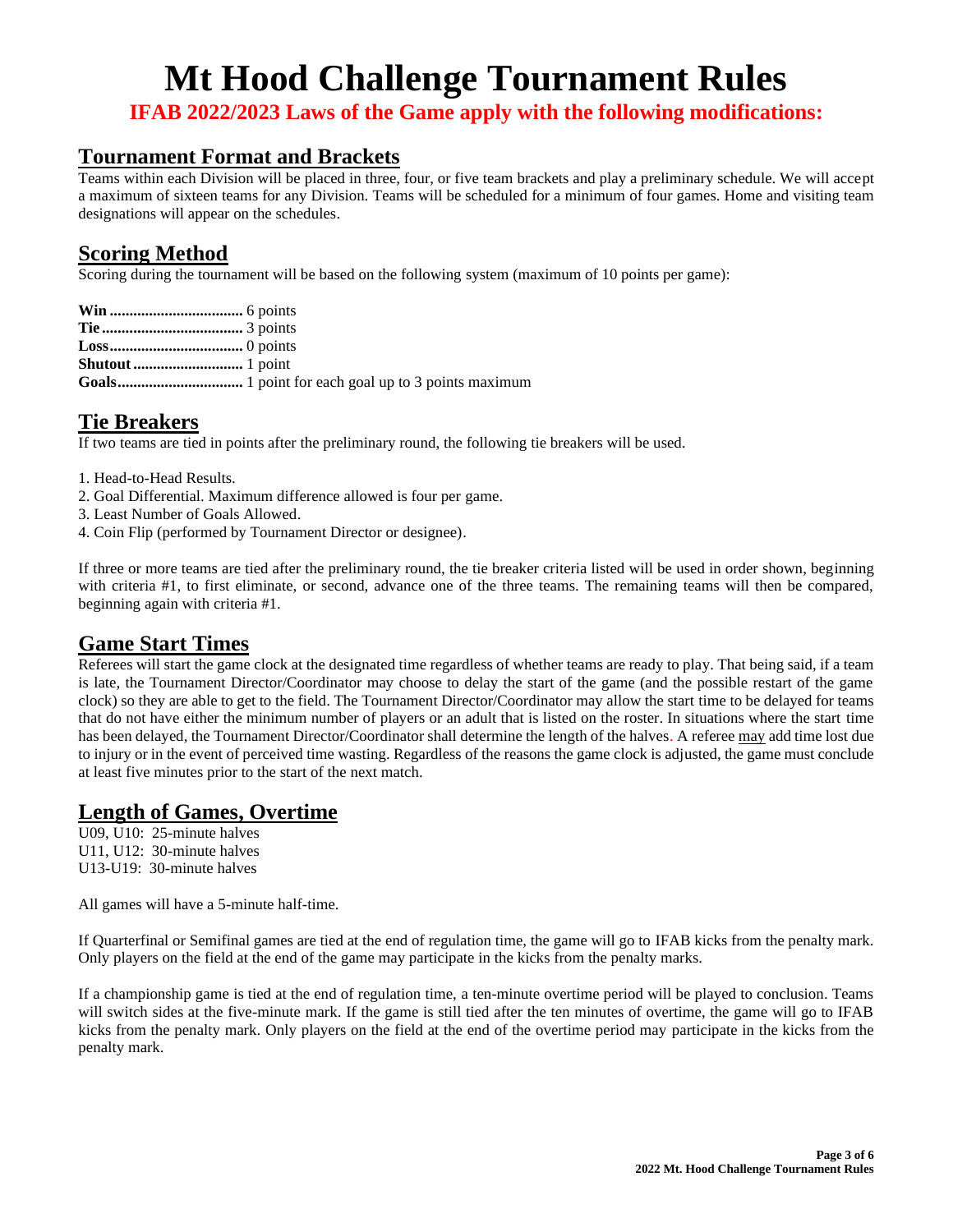# Mt Hood Challenge Tournament Rules

**IFAB 2022/2023 Laws of the Game apply with the following modifications:**

## Tournament Format and Brackets

Teams within each Division will be placed in three, four, or five team brackets and play a preliminary schedule. We will accept a maximum of sixteen teams for any Division. Teams will be scheduled for a minimum of four games. Home and visiting team designations will appear on the schedules.

## Scoring Method

Scoring during the tournament will be based on the following system (maximum of 10 points per game):

**Win** .................................. 6 points
**Tie** .................................... 3 points
**Loss** .................................. 0 points
**Shutout** ............................ 1 point
**Goals** ................................ 1 point for each goal up to 3 points maximum

## Tie Breakers

If two teams are tied in points after the preliminary round, the following tie breakers will be used.

1. Head-to-Head Results.
2. Goal Differential. Maximum difference allowed is four per game.
3. Least Number of Goals Allowed.
4. Coin Flip (performed by Tournament Director or designee).

If three or more teams are tied after the preliminary round, the tie breaker criteria listed will be used in order shown, beginning with criteria #1, to first eliminate, or second, advance one of the three teams. The remaining teams will then be compared, beginning again with criteria #1.

## Game Start Times

Referees will start the game clock at the designated time regardless of whether teams are ready to play. That being said, if a team is late, the Tournament Director/Coordinator may choose to delay the start of the game (and the possible restart of the game clock) so they are able to get to the field. The Tournament Director/Coordinator may allow the start time to be delayed for teams that do not have either the minimum number of players or an adult that is listed on the roster. In situations where the start time has been delayed, the Tournament Director/Coordinator shall determine the length of the halves. A referee <u>may</u> add time lost due to injury or in the event of perceived time wasting. Regardless of the reasons the game clock is adjusted, the game must conclude at least five minutes prior to the start of the next match.

## Length of Games, Overtime

U09, U10: 25-minute halves
U11, U12: 30-minute halves
U13-U19: 30-minute halves

All games will have a 5-minute half-time.

If Quarterfinal or Semifinal games are tied at the end of regulation time, the game will go to IFAB kicks from the penalty mark. Only players on the field at the end of the game may participate in the kicks from the penalty marks.

If a championship game is tied at the end of regulation time, a ten-minute overtime period will be played to conclusion. Teams will switch sides at the five-minute mark. If the game is still tied after the ten minutes of overtime, the game will go to IFAB kicks from the penalty mark. Only players on the field at the end of the overtime period may participate in the kicks from the penalty mark.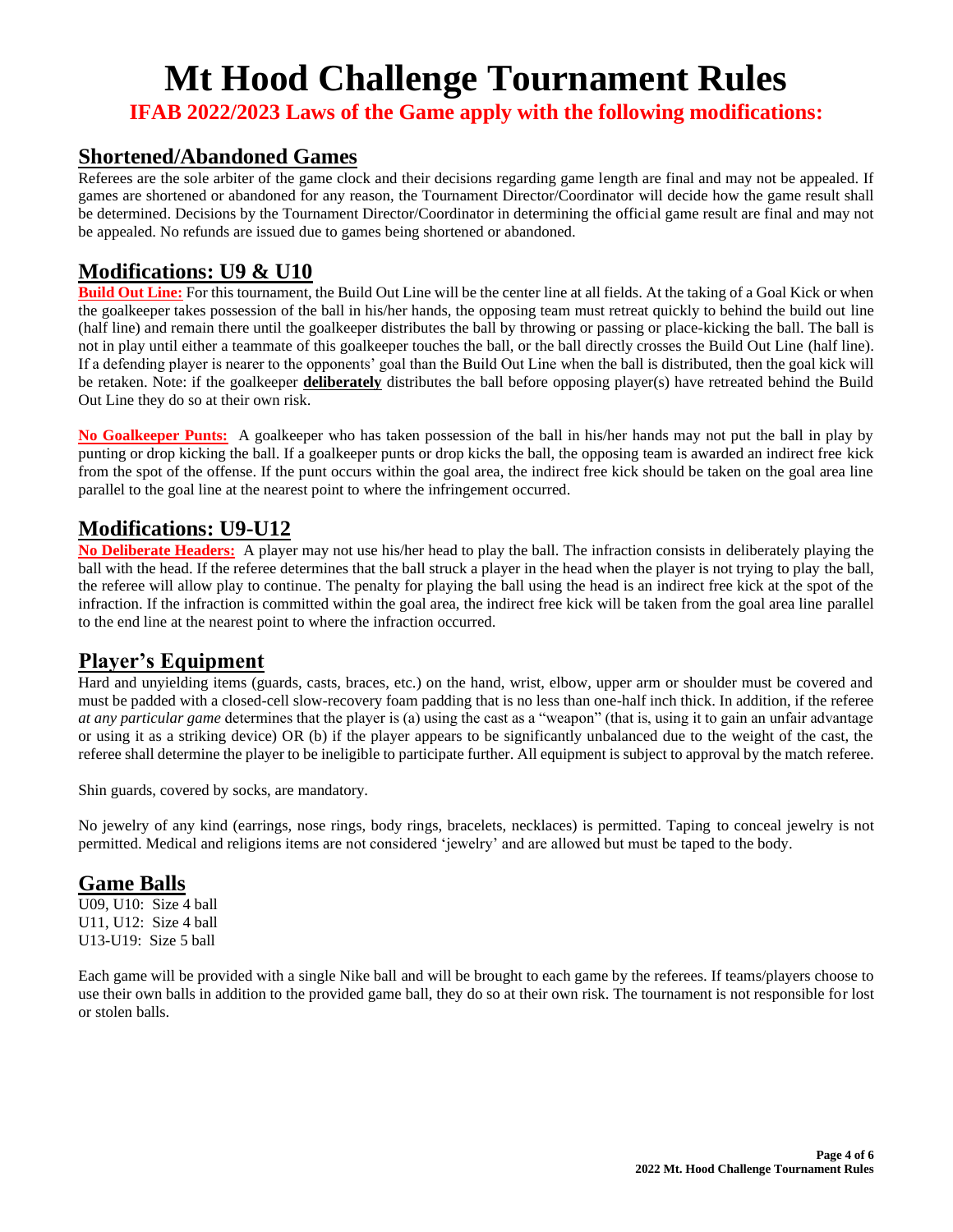# Mt Hood Challenge Tournament Rules

**IFAB 2022/2023 Laws of the Game apply with the following modifications:**

## Shortened/Abandoned Games

Referees are the sole arbiter of the game clock and their decisions regarding game length are final and may not be appealed. If games are shortened or abandoned for any reason, the Tournament Director/Coordinator will decide how the game result shall be determined. Decisions by the Tournament Director/Coordinator in determining the official game result are final and may not be appealed. No refunds are issued due to games being shortened or abandoned.

## Modifications: U9 & U10

**Build Out Line:** For this tournament, the Build Out Line will be the center line at all fields. At the taking of a Goal Kick or when the goalkeeper takes possession of the ball in his/her hands, the opposing team must retreat quickly to behind the build out line (half line) and remain there until the goalkeeper distributes the ball by throwing or passing or place-kicking the ball. The ball is not in play until either a teammate of this goalkeeper touches the ball, or the ball directly crosses the Build Out Line (half line). If a defending player is nearer to the opponents' goal than the Build Out Line when the ball is distributed, then the goal kick will be retaken. Note: if the goalkeeper **deliberately** distributes the ball before opposing player(s) have retreated behind the Build Out Line they do so at their own risk.

**No Goalkeeper Punts:** A goalkeeper who has taken possession of the ball in his/her hands may not put the ball in play by punting or drop kicking the ball. If a goalkeeper punts or drop kicks the ball, the opposing team is awarded an indirect free kick from the spot of the offense. If the punt occurs within the goal area, the indirect free kick should be taken on the goal area line parallel to the goal line at the nearest point to where the infringement occurred.

## Modifications: U9-U12

**No Deliberate Headers:** A player may not use his/her head to play the ball. The infraction consists in deliberately playing the ball with the head. If the referee determines that the ball struck a player in the head when the player is not trying to play the ball, the referee will allow play to continue. The penalty for playing the ball using the head is an indirect free kick at the spot of the infraction. If the infraction is committed within the goal area, the indirect free kick will be taken from the goal area line parallel to the end line at the nearest point to where the infraction occurred.

## Player's Equipment

Hard and unyielding items (guards, casts, braces, etc.) on the hand, wrist, elbow, upper arm or shoulder must be covered and must be padded with a closed-cell slow-recovery foam padding that is no less than one-half inch thick. In addition, if the referee *at any particular game* determines that the player is (a) using the cast as a "weapon" (that is, using it to gain an unfair advantage or using it as a striking device) OR (b) if the player appears to be significantly unbalanced due to the weight of the cast, the referee shall determine the player to be ineligible to participate further. All equipment is subject to approval by the match referee.

Shin guards, covered by socks, are mandatory.

No jewelry of any kind (earrings, nose rings, body rings, bracelets, necklaces) is permitted. Taping to conceal jewelry is not permitted. Medical and religions items are not considered 'jewelry' and are allowed but must be taped to the body.

## Game Balls

U09, U10: Size 4 ball
U11, U12: Size 4 ball
U13-U19: Size 5 ball

Each game will be provided with a single Nike ball and will be brought to each game by the referees. If teams/players choose to use their own balls in addition to the provided game ball, they do so at their own risk. The tournament is not responsible for lost or stolen balls.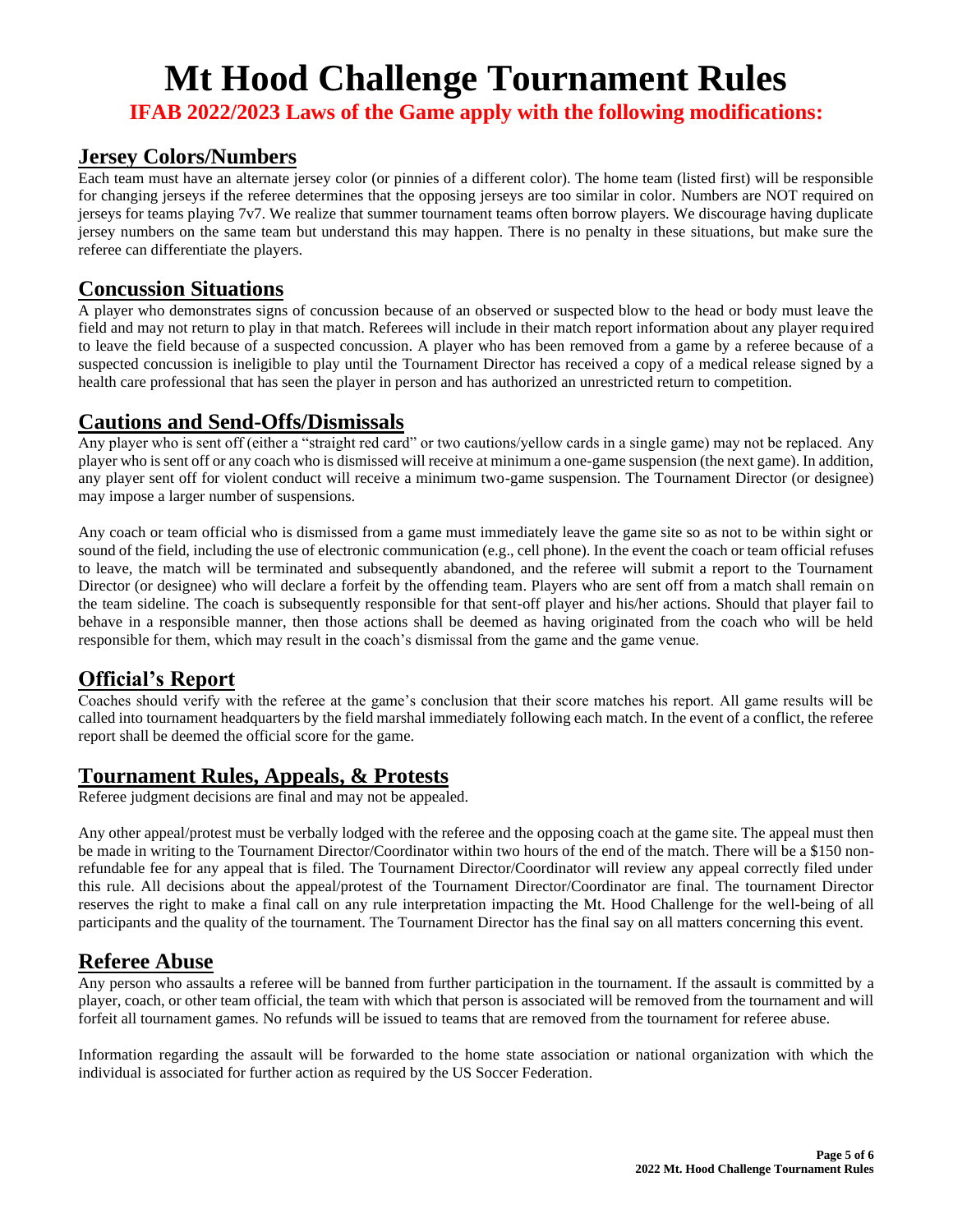# Mt Hood Challenge Tournament Rules

**IFAB 2022/2023 Laws of the Game apply with the following modifications:**

## Jersey Colors/Numbers

Each team must have an alternate jersey color (or pinnies of a different color). The home team (listed first) will be responsible for changing jerseys if the referee determines that the opposing jerseys are too similar in color. Numbers are NOT required on jerseys for teams playing 7v7. We realize that summer tournament teams often borrow players. We discourage having duplicate jersey numbers on the same team but understand this may happen. There is no penalty in these situations, but make sure the referee can differentiate the players.

## Concussion Situations

A player who demonstrates signs of concussion because of an observed or suspected blow to the head or body must leave the field and may not return to play in that match. Referees will include in their match report information about any player required to leave the field because of a suspected concussion. A player who has been removed from a game by a referee because of a suspected concussion is ineligible to play until the Tournament Director has received a copy of a medical release signed by a health care professional that has seen the player in person and has authorized an unrestricted return to competition.

## Cautions and Send-Offs/Dismissals

Any player who is sent off (either a "straight red card" or two cautions/yellow cards in a single game) may not be replaced. Any player who is sent off or any coach who is dismissed will receive at minimum a one-game suspension (the next game). In addition, any player sent off for violent conduct will receive a minimum two-game suspension. The Tournament Director (or designee) may impose a larger number of suspensions.

Any coach or team official who is dismissed from a game must immediately leave the game site so as not to be within sight or sound of the field, including the use of electronic communication (e.g., cell phone). In the event the coach or team official refuses to leave, the match will be terminated and subsequently abandoned, and the referee will submit a report to the Tournament Director (or designee) who will declare a forfeit by the offending team. Players who are sent off from a match shall remain on the team sideline. The coach is subsequently responsible for that sent-off player and his/her actions. Should that player fail to behave in a responsible manner, then those actions shall be deemed as having originated from the coach who will be held responsible for them, which may result in the coach's dismissal from the game and the game venue.

## Official's Report

Coaches should verify with the referee at the game's conclusion that their score matches his report. All game results will be called into tournament headquarters by the field marshal immediately following each match. In the event of a conflict, the referee report shall be deemed the official score for the game.

## Tournament Rules, Appeals, & Protests

Referee judgment decisions are final and may not be appealed.

Any other appeal/protest must be verbally lodged with the referee and the opposing coach at the game site. The appeal must then be made in writing to the Tournament Director/Coordinator within two hours of the end of the match. There will be a $150 non-refundable fee for any appeal that is filed. The Tournament Director/Coordinator will review any appeal correctly filed under this rule. All decisions about the appeal/protest of the Tournament Director/Coordinator are final. The tournament Director reserves the right to make a final call on any rule interpretation impacting the Mt. Hood Challenge for the well-being of all participants and the quality of the tournament. The Tournament Director has the final say on all matters concerning this event.

## Referee Abuse

Any person who assaults a referee will be banned from further participation in the tournament. If the assault is committed by a player, coach, or other team official, the team with which that person is associated will be removed from the tournament and will forfeit all tournament games. No refunds will be issued to teams that are removed from the tournament for referee abuse.

Information regarding the assault will be forwarded to the home state association or national organization with which the individual is associated for further action as required by the US Soccer Federation.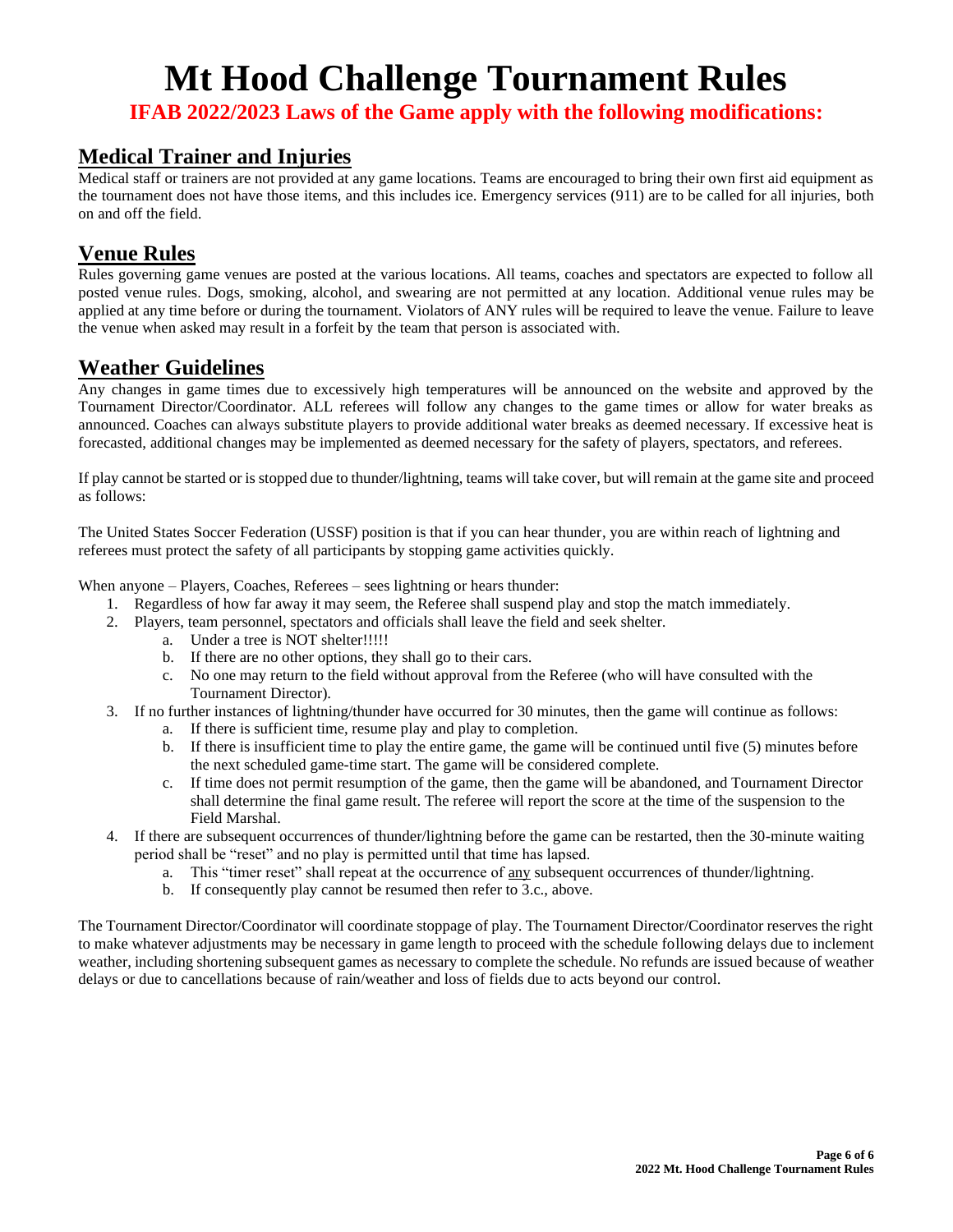# Mt Hood Challenge Tournament Rules

**IFAB 2022/2023 Laws of the Game apply with the following modifications:**

## Medical Trainer and Injuries

Medical staff or trainers are not provided at any game locations. Teams are encouraged to bring their own first aid equipment as the tournament does not have those items, and this includes ice. Emergency services (911) are to be called for all injuries, both on and off the field.

## Venue Rules

Rules governing game venues are posted at the various locations. All teams, coaches and spectators are expected to follow all posted venue rules. Dogs, smoking, alcohol, and swearing are not permitted at any location. Additional venue rules may be applied at any time before or during the tournament. Violators of ANY rules will be required to leave the venue. Failure to leave the venue when asked may result in a forfeit by the team that person is associated with.

## Weather Guidelines

Any changes in game times due to excessively high temperatures will be announced on the website and approved by the Tournament Director/Coordinator. ALL referees will follow any changes to the game times or allow for water breaks as announced. Coaches can always substitute players to provide additional water breaks as deemed necessary. If excessive heat is forecasted, additional changes may be implemented as deemed necessary for the safety of players, spectators, and referees.

If play cannot be started or is stopped due to thunder/lightning, teams will take cover, but will remain at the game site and proceed as follows:

The United States Soccer Federation (USSF) position is that if you can hear thunder, you are within reach of lightning and referees must protect the safety of all participants by stopping game activities quickly.

When anyone – Players, Coaches, Referees – sees lightning or hears thunder:

1. Regardless of how far away it may seem, the Referee shall suspend play and stop the match immediately.
2. Players, team personnel, spectators and officials shall leave the field and seek shelter.
   a. Under a tree is NOT shelter!!!!!
   b. If there are no other options, they shall go to their cars.
   c. No one may return to the field without approval from the Referee (who will have consulted with the Tournament Director).
3. If no further instances of lightning/thunder have occurred for 30 minutes, then the game will continue as follows:
   a. If there is sufficient time, resume play and play to completion.
   b. If there is insufficient time to play the entire game, the game will be continued until five (5) minutes before the next scheduled game-time start. The game will be considered complete.
   c. If time does not permit resumption of the game, then the game will be abandoned, and Tournament Director shall determine the final game result. The referee will report the score at the time of the suspension to the Field Marshal.
4. If there are subsequent occurrences of thunder/lightning before the game can be restarted, then the 30-minute waiting period shall be "reset" and no play is permitted until that time has lapsed.
   a. This "timer reset" shall repeat at the occurrence of <u>any</u> subsequent occurrences of thunder/lightning.
   b. If consequently play cannot be resumed then refer to 3.c., above.

The Tournament Director/Coordinator will coordinate stoppage of play. The Tournament Director/Coordinator reserves the right to make whatever adjustments may be necessary in game length to proceed with the schedule following delays due to inclement weather, including shortening subsequent games as necessary to complete the schedule. No refunds are issued because of weather delays or due to cancellations because of rain/weather and loss of fields due to acts beyond our control.